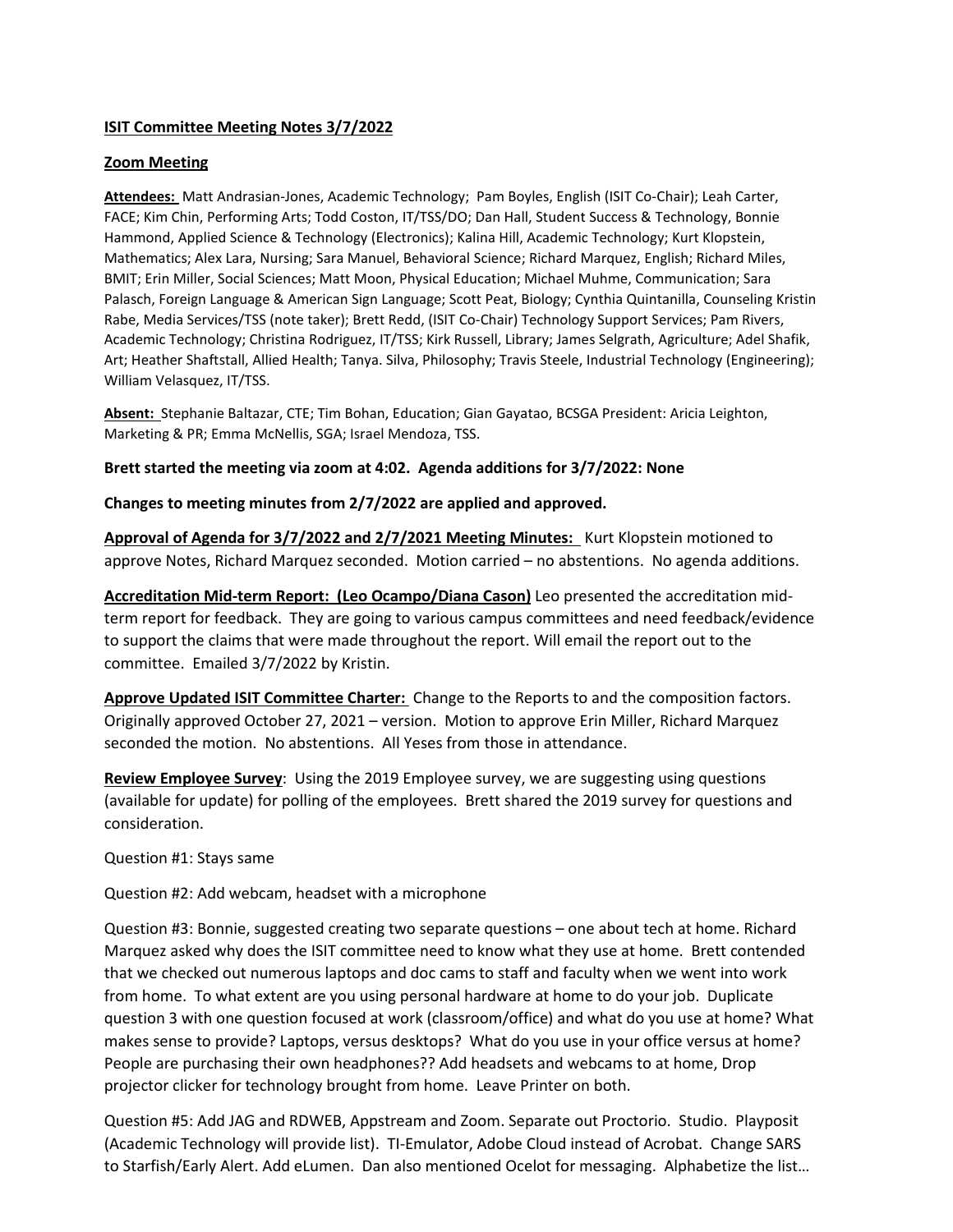**ISIT Committee Meeting Notes 3/7/2022**

**Zoom Meeting**

**Attendees:** Matt Andrasian-Jones, Academic Technology; Pam Boyles, English (ISIT Co-Chair); Leah Carter, FACE; Kim Chin, Performing Arts; Todd Coston, IT/TSS/DO; Dan Hall, Student Success & Technology, Bonnie Hammond, Applied Science & Technology (Electronics); Kalina Hill, Academic Technology; Kurt Klopstein, Mathematics; Alex Lara, Nursing; Sara Manuel, Behavioral Science; Richard Marquez, English; Richard Miles, BMIT; Erin Miller, Social Sciences; Matt Moon, Physical Education; Michael Muhme, Communication; Sara Palasch, Foreign Language & American Sign Language; Scott Peat, Biology; Cynthia Quintanilla, Counseling Kristin Rabe, Media Services/TSS (note taker); Brett Redd, (ISIT Co-Chair) Technology Support Services; Pam Rivers, Academic Technology; Christina Rodriguez, IT/TSS; Kirk Russell, Library; James Selgrath, Agriculture; Adel Shafik, Art; Heather Shaftstall, Allied Health; Tanya. Silva, Philosophy; Travis Steele, Industrial Technology (Engineering); William Velasquez, IT/TSS.

**Absent:** Stephanie Baltazar, CTE; Tim Bohan, Education; Gian Gayatao, BCSGA President: Aricia Leighton, Marketing & PR; Emma McNellis, SGA; Israel Mendoza, TSS.

**Brett started the meeting via zoom at 4:02. Agenda additions for 3/7/2022: None**

**Changes to meeting minutes from 2/7/2022 are applied and approved.**

**Approval of Agenda for 3/7/2022 and 2/7/2021 Meeting Minutes:** Kurt Klopstein motioned to approve Notes, Richard Marquez seconded. Motion carried – no abstentions. No agenda additions.

**Accreditation Mid-term Report: (Leo Ocampo/Diana Cason)** Leo presented the accreditation mid-term report for feedback. They are going to various campus committees and need feedback/evidence to support the claims that were made throughout the report. Will email the report out to the committee. Emailed 3/7/2022 by Kristin.

**Approve Updated ISIT Committee Charter:** Change to the Reports to and the composition factors. Originally approved October 27, 2021 – version. Motion to approve Erin Miller, Richard Marquez seconded the motion. No abstentions. All Yeses from those in attendance.

**Review Employee Survey**: Using the 2019 Employee survey, we are suggesting using questions (available for update) for polling of the employees. Brett shared the 2019 survey for questions and consideration.

Question #1: Stays same

Question #2: Add webcam, headset with a microphone

Question #3: Bonnie, suggested creating two separate questions – one about tech at home. Richard Marquez asked why does the ISIT committee need to know what they use at home. Brett contended that we checked out numerous laptops and doc cams to staff and faculty when we went into work from home. To what extent are you using personal hardware at home to do your job. Duplicate question 3 with one question focused at work (classroom/office) and what do you use at home? What makes sense to provide? Laptops, versus desktops? What do you use in your office versus at home? People are purchasing their own headphones?? Add headsets and webcams to at home, Drop projector clicker for technology brought from home. Leave Printer on both.

Question #5: Add JAG and RDWEB, Appstream and Zoom. Separate out Proctorio. Studio. Playposit (Academic Technology will provide list). TI-Emulator, Adobe Cloud instead of Acrobat. Change SARS to Starfish/Early Alert. Add eLumen. Dan also mentioned Ocelot for messaging. Alphabetize the list…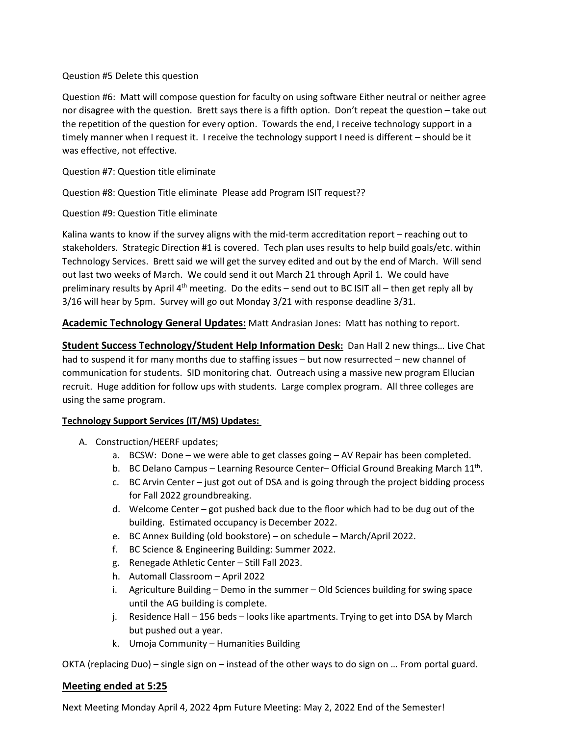Qeustion #5 Delete this question

Question #6: Matt will compose question for faculty on using software Either neutral or neither agree nor disagree with the question. Brett says there is a fifth option. Don't repeat the question – take out the repetition of the question for every option. Towards the end, I receive technology support in a timely manner when I request it. I receive the technology support I need is different – should be it was effective, not effective.

Question #7: Question title eliminate

Question #8: Question Title eliminate Please add Program ISIT request??

Question #9: Question Title eliminate

Kalina wants to know if the survey aligns with the mid-term accreditation report – reaching out to stakeholders. Strategic Direction #1 is covered. Tech plan uses results to help build goals/etc. within Technology Services. Brett said we will get the survey edited and out by the end of March. Will send out last two weeks of March. We could send it out March 21 through April 1. We could have preliminary results by April 4th meeting. Do the edits – send out to BC ISIT all – then get reply all by 3/16 will hear by 5pm. Survey will go out Monday 3/21 with response deadline 3/31.

**Academic Technology General Updates:** Matt Andrasian Jones: Matt has nothing to report.

**Student Success Technology/Student Help Information Desk:** Dan Hall 2 new things… Live Chat had to suspend it for many months due to staffing issues – but now resurrected – new channel of communication for students. SID monitoring chat. Outreach using a massive new program Ellucian recruit. Huge addition for follow ups with students. Large complex program. All three colleges are using the same program.

**Technology Support Services (IT/MS) Updates:**

A. Construction/HEERF updates;
   a. BCSW: Done – we were able to get classes going – AV Repair has been completed.
   b. BC Delano Campus – Learning Resource Center– Official Ground Breaking March 11th.
   c. BC Arvin Center – just got out of DSA and is going through the project bidding process for Fall 2022 groundbreaking.
   d. Welcome Center – got pushed back due to the floor which had to be dug out of the building. Estimated occupancy is December 2022.
   e. BC Annex Building (old bookstore) – on schedule – March/April 2022.
   f. BC Science & Engineering Building: Summer 2022.
   g. Renegade Athletic Center – Still Fall 2023.
   h. Automall Classroom – April 2022
   i. Agriculture Building – Demo in the summer – Old Sciences building for swing space until the AG building is complete.
   j. Residence Hall – 156 beds – looks like apartments. Trying to get into DSA by March but pushed out a year.
   k. Umoja Community – Humanities Building

OKTA (replacing Duo) – single sign on – instead of the other ways to do sign on … From portal guard.

## Meeting ended at 5:25

Next Meeting Monday April 4, 2022 4pm Future Meeting: May 2, 2022 End of the Semester!